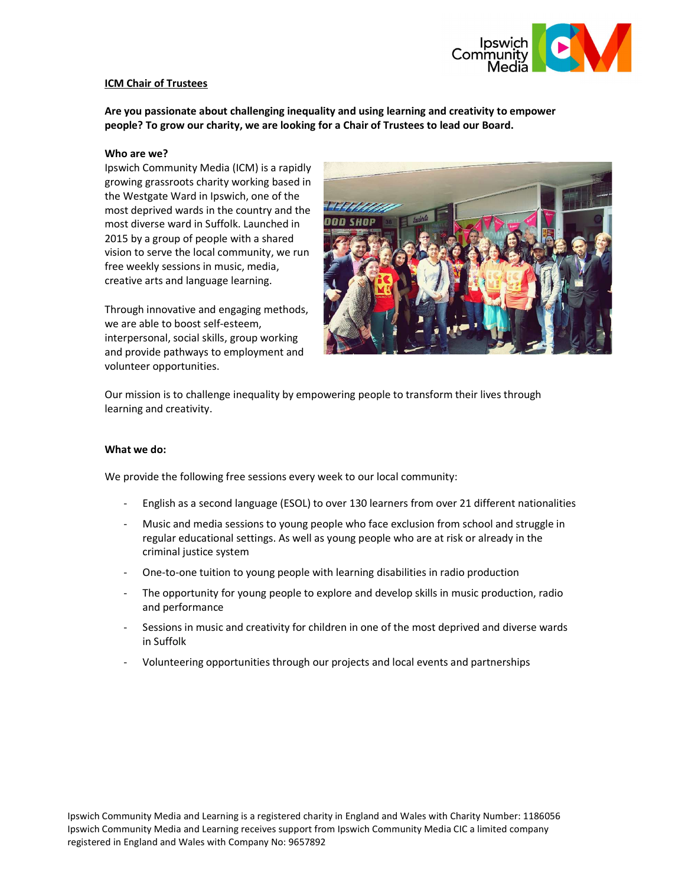## ICM Chair of Trustees

**Are you passionate about challenging inequality and using learning and creativity to empower people? To grow our charity, we are looking for a Chair of Trustees to lead our Board.**

### Who are we?

Ipswich Community Media (ICM) is a rapidly growing grassroots charity working based in the Westgate Ward in Ipswich, one of the most deprived wards in the country and the most diverse ward in Suffolk. Launched in 2015 by a group of people with a shared vision to serve the local community, we run free weekly sessions in music, media, creative arts and language learning.

Through innovative and engaging methods, we are able to boost self-esteem, interpersonal, social skills, group working and provide pathways to employment and volunteer opportunities.

Our mission is to challenge inequality by empowering people to transform their lives through learning and creativity.

### What we do:

We provide the following free sessions every week to our local community:

- English as a second language (ESOL) to over 130 learners from over 21 different nationalities
- Music and media sessions to young people who face exclusion from school and struggle in regular educational settings. As well as young people who are at risk or already in the criminal justice system
- One-to-one tuition to young people with learning disabilities in radio production
- The opportunity for young people to explore and develop skills in music production, radio and performance
- Sessions in music and creativity for children in one of the most deprived and diverse wards in Suffolk
- Volunteering opportunities through our projects and local events and partnerships

Ipswich Community Media and Learning is a registered charity in England and Wales with Charity Number: 1186056
Ipswich Community Media and Learning receives support from Ipswich Community Media CIC a limited company registered in England and Wales with Company No: 9657892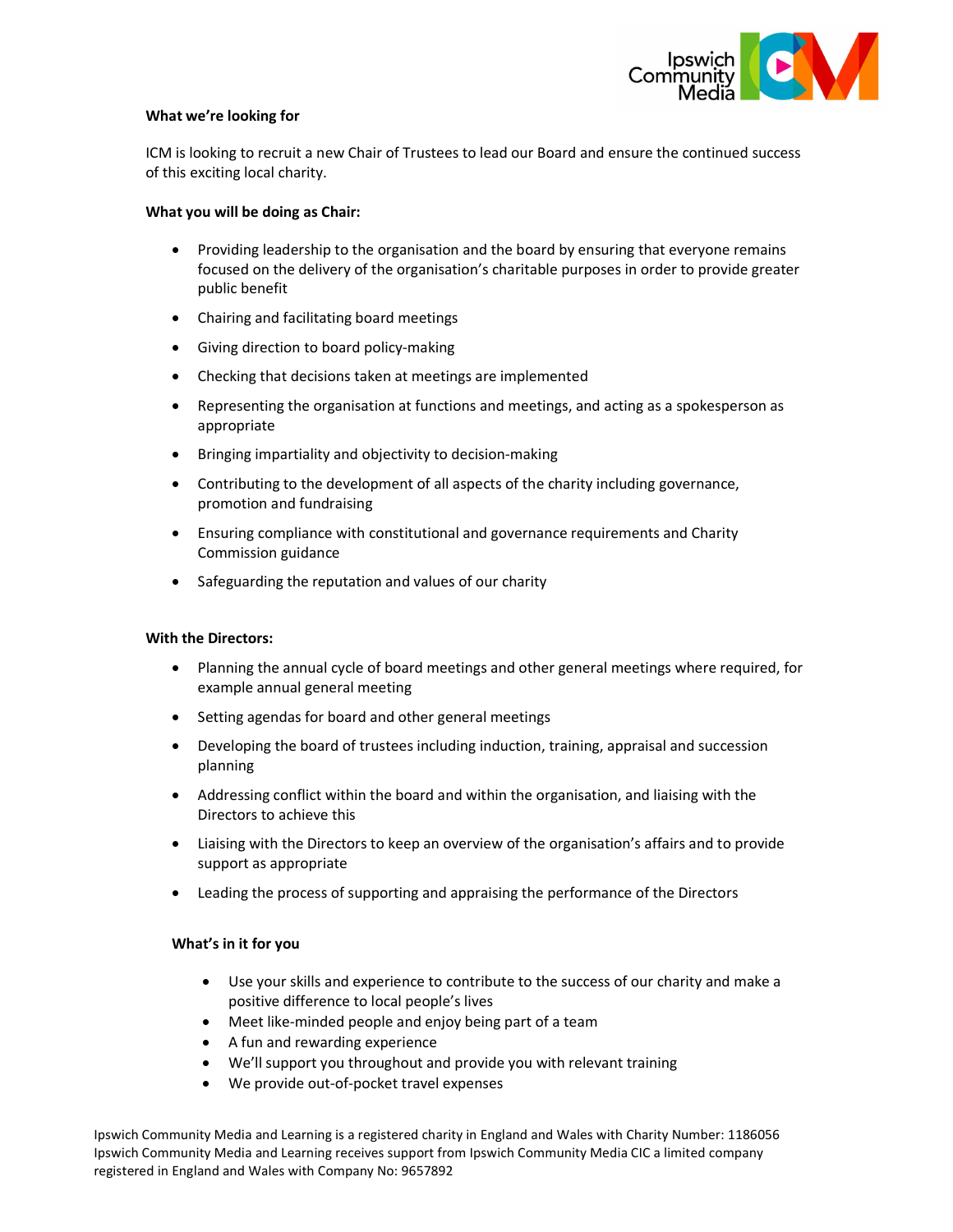**What we're looking for**

ICM is looking to recruit a new Chair of Trustees to lead our Board and ensure the continued success of this exciting local charity.

**What you will be doing as Chair:**

- Providing leadership to the organisation and the board by ensuring that everyone remains focused on the delivery of the organisation's charitable purposes in order to provide greater public benefit
- Chairing and facilitating board meetings
- Giving direction to board policy-making
- Checking that decisions taken at meetings are implemented
- Representing the organisation at functions and meetings, and acting as a spokesperson as appropriate
- Bringing impartiality and objectivity to decision-making
- Contributing to the development of all aspects of the charity including governance, promotion and fundraising
- Ensuring compliance with constitutional and governance requirements and Charity Commission guidance
- Safeguarding the reputation and values of our charity

**With the Directors:**

- Planning the annual cycle of board meetings and other general meetings where required, for example annual general meeting
- Setting agendas for board and other general meetings
- Developing the board of trustees including induction, training, appraisal and succession planning
- Addressing conflict within the board and within the organisation, and liaising with the Directors to achieve this
- Liaising with the Directors to keep an overview of the organisation's affairs and to provide support as appropriate
- Leading the process of supporting and appraising the performance of the Directors

**What's in it for you**

- Use your skills and experience to contribute to the success of our charity and make a positive difference to local people's lives
- Meet like-minded people and enjoy being part of a team
- A fun and rewarding experience
- We'll support you throughout and provide you with relevant training
- We provide out-of-pocket travel expenses

Ipswich Community Media and Learning is a registered charity in England and Wales with Charity Number: 1186056
Ipswich Community Media and Learning receives support from Ipswich Community Media CIC a limited company registered in England and Wales with Company No: 9657892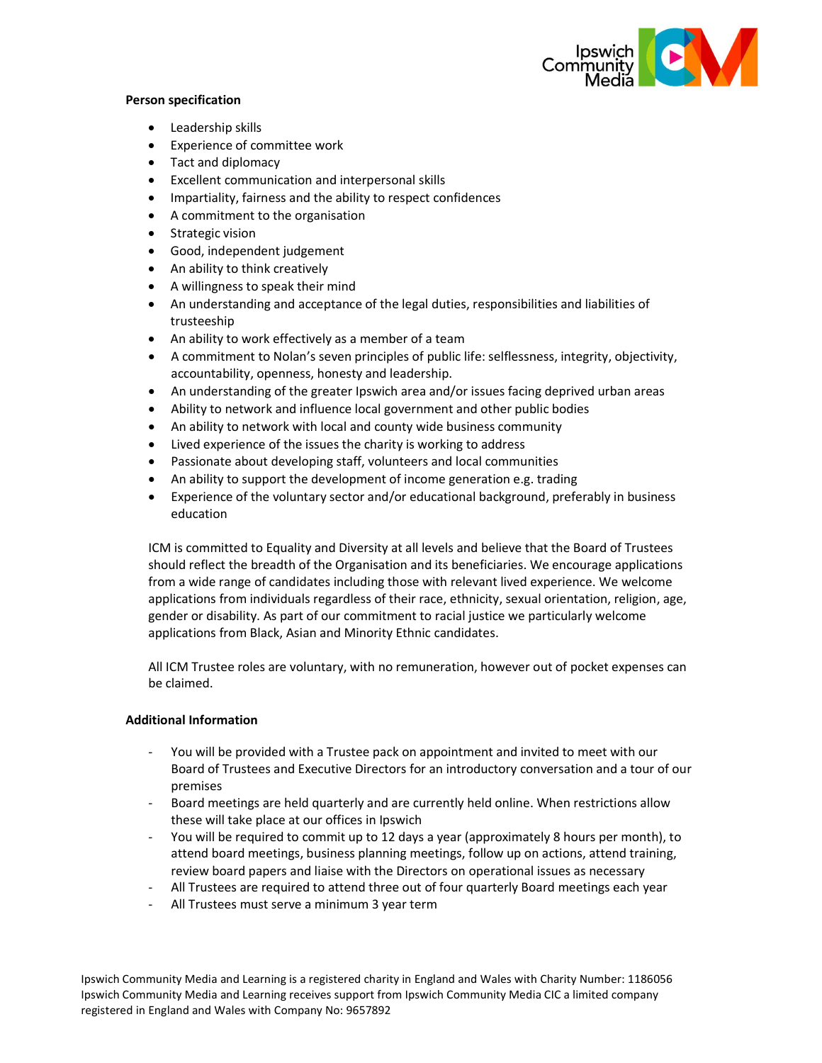**Person specification**

- Leadership skills
- Experience of committee work
- Tact and diplomacy
- Excellent communication and interpersonal skills
- Impartiality, fairness and the ability to respect confidences
- A commitment to the organisation
- Strategic vision
- Good, independent judgement
- An ability to think creatively
- A willingness to speak their mind
- An understanding and acceptance of the legal duties, responsibilities and liabilities of trusteeship
- An ability to work effectively as a member of a team
- A commitment to Nolan's seven principles of public life: selflessness, integrity, objectivity, accountability, openness, honesty and leadership.
- An understanding of the greater Ipswich area and/or issues facing deprived urban areas
- Ability to network and influence local government and other public bodies
- An ability to network with local and county wide business community
- Lived experience of the issues the charity is working to address
- Passionate about developing staff, volunteers and local communities
- An ability to support the development of income generation e.g. trading
- Experience of the voluntary sector and/or educational background, preferably in business education

ICM is committed to Equality and Diversity at all levels and believe that the Board of Trustees should reflect the breadth of the Organisation and its beneficiaries. We encourage applications from a wide range of candidates including those with relevant lived experience. We welcome applications from individuals regardless of their race, ethnicity, sexual orientation, religion, age, gender or disability. As part of our commitment to racial justice we particularly welcome applications from Black, Asian and Minority Ethnic candidates.

All ICM Trustee roles are voluntary, with no remuneration, however out of pocket expenses can be claimed.

**Additional Information**

- You will be provided with a Trustee pack on appointment and invited to meet with our Board of Trustees and Executive Directors for an introductory conversation and a tour of our premises
- Board meetings are held quarterly and are currently held online. When restrictions allow these will take place at our offices in Ipswich
- You will be required to commit up to 12 days a year (approximately 8 hours per month), to attend board meetings, business planning meetings, follow up on actions, attend training, review board papers and liaise with the Directors on operational issues as necessary
- All Trustees are required to attend three out of four quarterly Board meetings each year
- All Trustees must serve a minimum 3 year term

Ipswich Community Media and Learning is a registered charity in England and Wales with Charity Number: 1186056
Ipswich Community Media and Learning receives support from Ipswich Community Media CIC a limited company registered in England and Wales with Company No: 9657892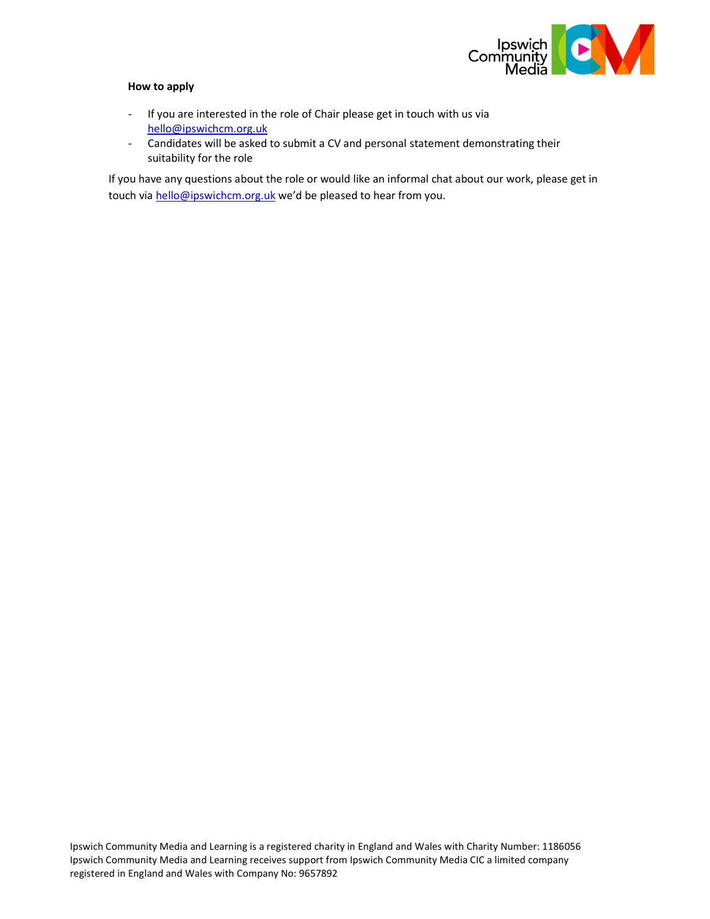**How to apply**

- If you are interested in the role of Chair please get in touch with us via hello@ipswichcm.org.uk
- Candidates will be asked to submit a CV and personal statement demonstrating their suitability for the role

If you have any questions about the role or would like an informal chat about our work, please get in touch via hello@ipswichcm.org.uk we'd be pleased to hear from you.